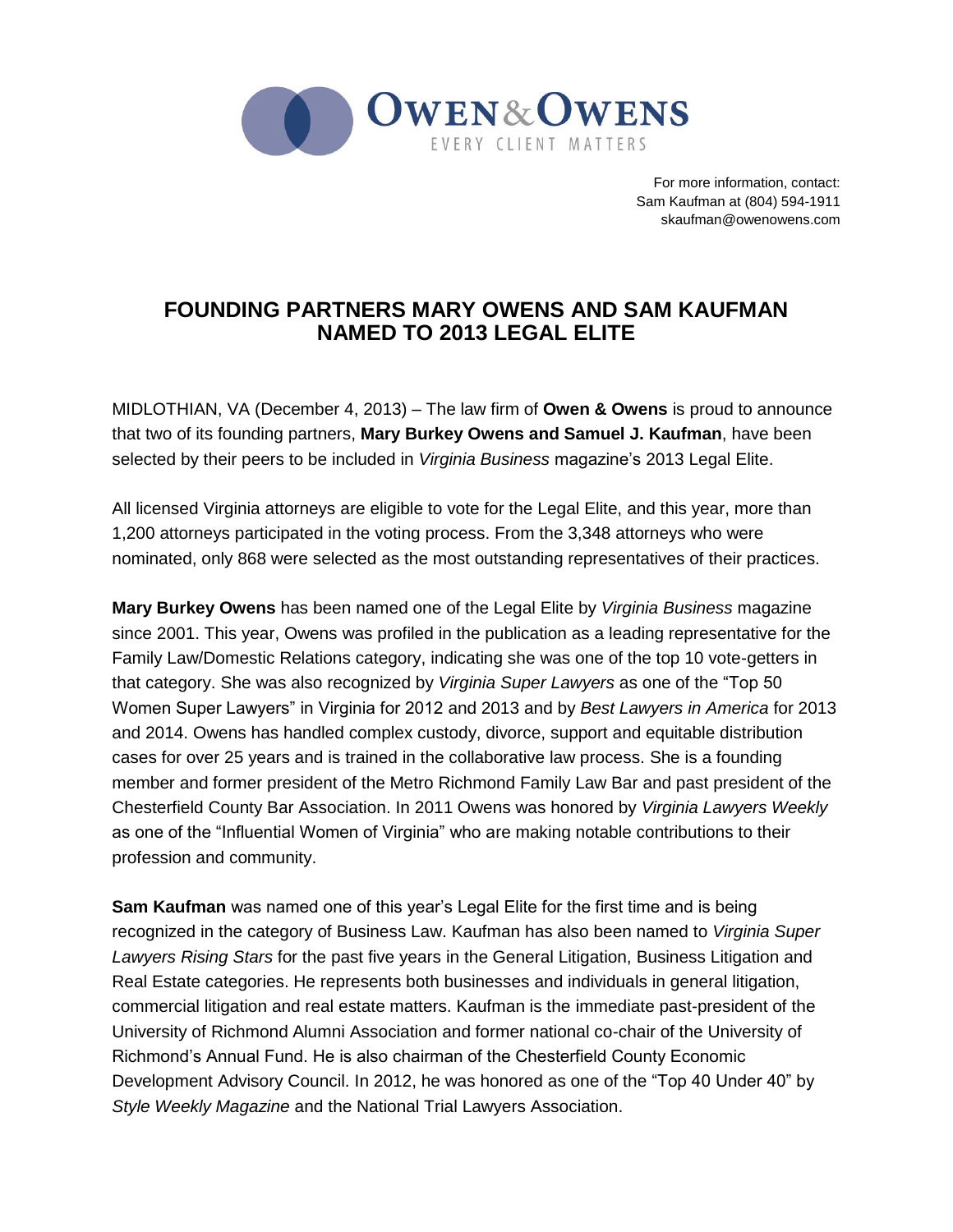**OWEN & OWENS**
EVERY CLIENT MATTERS

For more information, contact:
Sam Kaufman at (804) 594-1911
skaufman@owenowens.com

# FOUNDING PARTNERS MARY OWENS AND SAM KAUFMAN NAMED TO 2013 LEGAL ELITE

MIDLOTHIAN, VA (December 4, 2013) – The law firm of **Owen & Owens** is proud to announce that two of its founding partners, **Mary Burkey Owens and Samuel J. Kaufman**, have been selected by their peers to be included in *Virginia Business* magazine's 2013 Legal Elite.

All licensed Virginia attorneys are eligible to vote for the Legal Elite, and this year, more than 1,200 attorneys participated in the voting process. From the 3,348 attorneys who were nominated, only 868 were selected as the most outstanding representatives of their practices.

**Mary Burkey Owens** has been named one of the Legal Elite by *Virginia Business* magazine since 2001. This year, Owens was profiled in the publication as a leading representative for the Family Law/Domestic Relations category, indicating she was one of the top 10 vote-getters in that category. She was also recognized by *Virginia Super Lawyers* as one of the "Top 50 Women Super Lawyers" in Virginia for 2012 and 2013 and by *Best Lawyers in America* for 2013 and 2014. Owens has handled complex custody, divorce, support and equitable distribution cases for over 25 years and is trained in the collaborative law process. She is a founding member and former president of the Metro Richmond Family Law Bar and past president of the Chesterfield County Bar Association. In 2011 Owens was honored by *Virginia Lawyers Weekly* as one of the "Influential Women of Virginia" who are making notable contributions to their profession and community.

**Sam Kaufman** was named one of this year's Legal Elite for the first time and is being recognized in the category of Business Law. Kaufman has also been named to *Virginia Super Lawyers Rising Stars* for the past five years in the General Litigation, Business Litigation and Real Estate categories. He represents both businesses and individuals in general litigation, commercial litigation and real estate matters. Kaufman is the immediate past-president of the University of Richmond Alumni Association and former national co-chair of the University of Richmond's Annual Fund. He is also chairman of the Chesterfield County Economic Development Advisory Council. In 2012, he was honored as one of the "Top 40 Under 40" by *Style Weekly Magazine* and the National Trial Lawyers Association.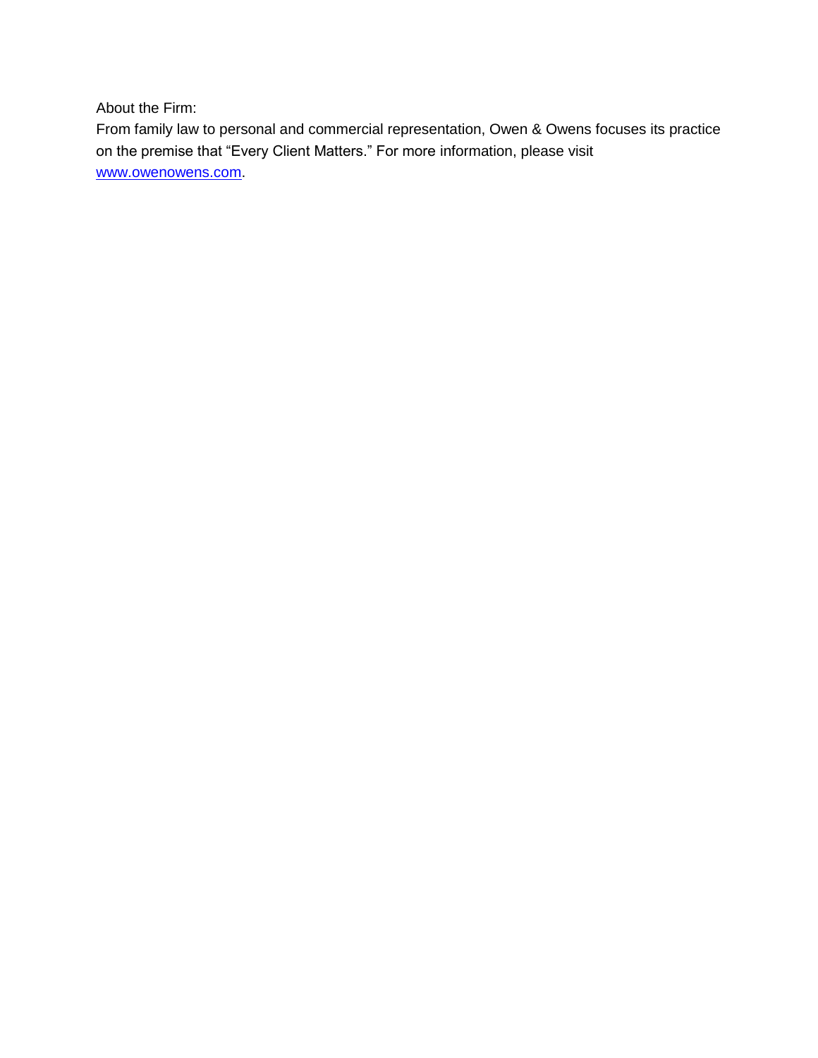About the Firm:

From family law to personal and commercial representation, Owen & Owens focuses its practice on the premise that "Every Client Matters." For more information, please visit [www.owenowens.com](http://www.owenowens.com).